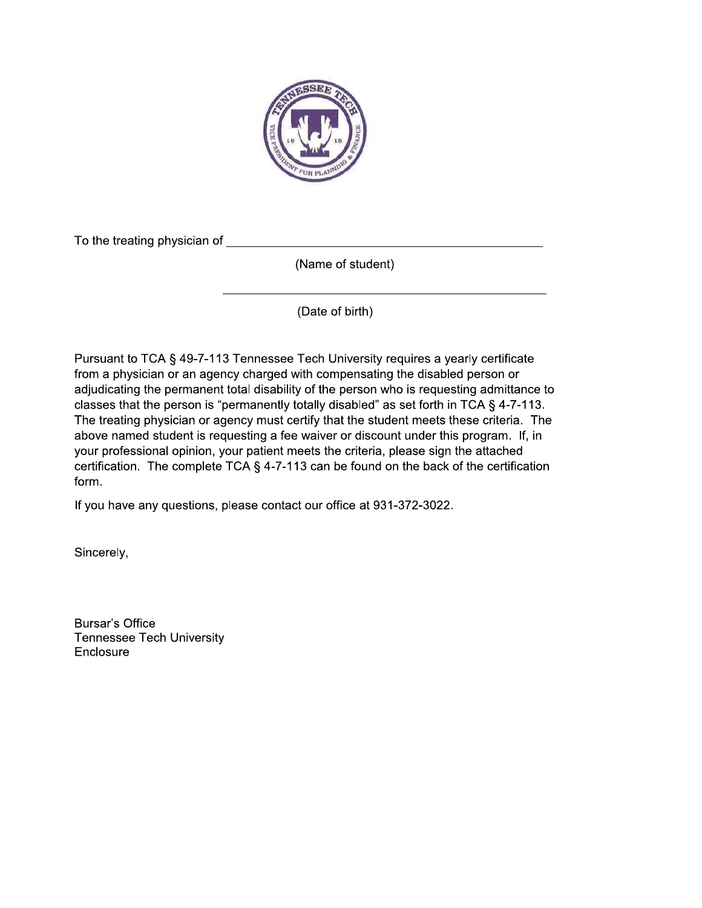To the treating physician of ______________________________________________

(Name of student)

______________________________________________

(Date of birth)

Pursuant to TCA § 49-7-113 Tennessee Tech University requires a yearly certificate from a physician or an agency charged with compensating the disabled person or adjudicating the permanent total disability of the person who is requesting admittance to classes that the person is "permanently totally disabled" as set forth in TCA § 4-7-113. The treating physician or agency must certify that the student meets these criteria. The above named student is requesting a fee waiver or discount under this program. If, in your professional opinion, your patient meets the criteria, please sign the attached certification. The complete TCA § 4-7-113 can be found on the back of the certification form.

If you have any questions, please contact our office at 931-372-3022.

Sincerely,

Bursar's Office
Tennessee Tech University
Enclosure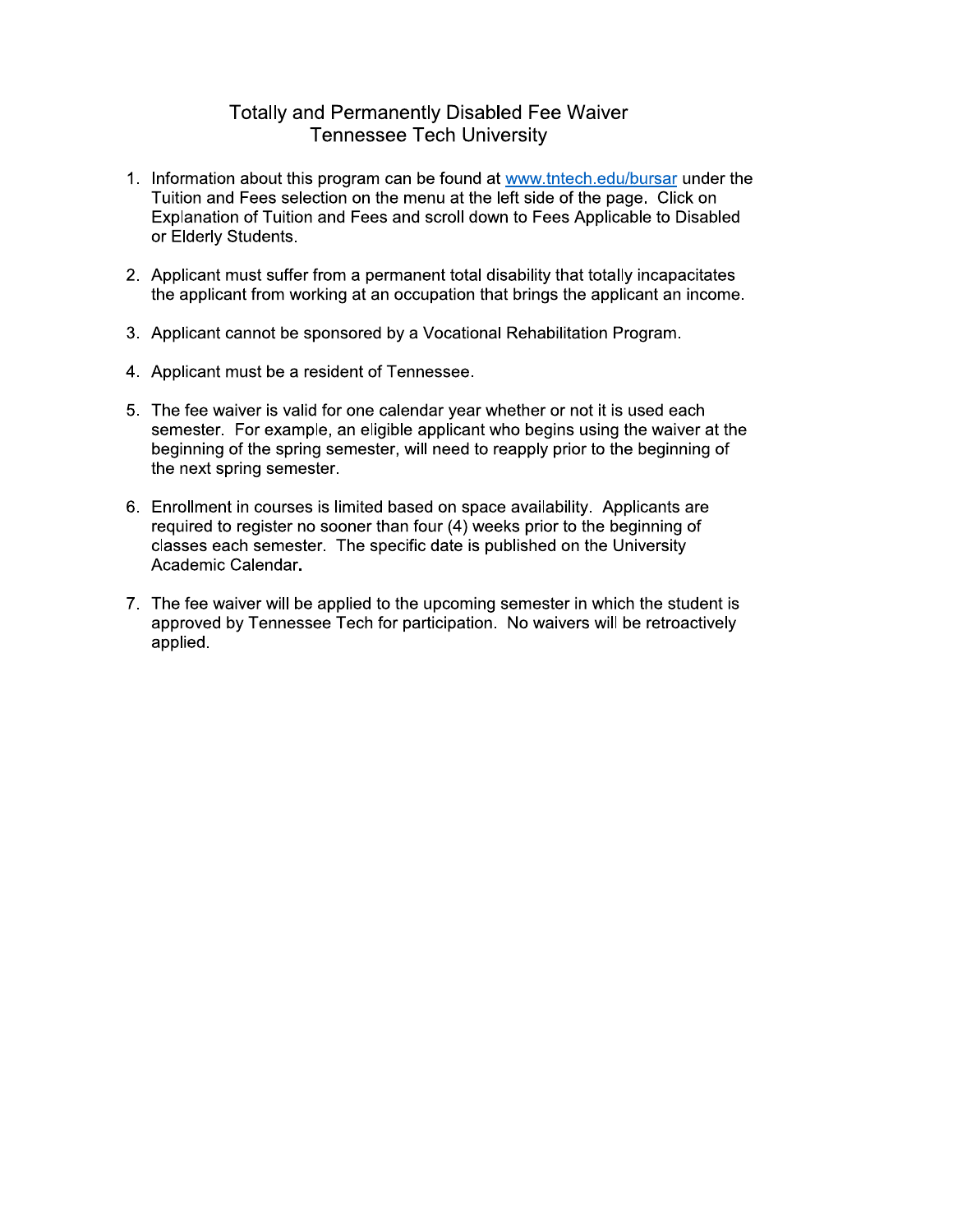# Totally and Permanently Disabled Fee Waiver
## Tennessee Tech University

1. Information about this program can be found at [www.tntech.edu/bursar](http://www.tntech.edu/bursar) under the Tuition and Fees selection on the menu at the left side of the page. Click on Explanation of Tuition and Fees and scroll down to Fees Applicable to Disabled or Elderly Students.

2. Applicant must suffer from a permanent total disability that totally incapacitates the applicant from working at an occupation that brings the applicant an income.

3. Applicant cannot be sponsored by a Vocational Rehabilitation Program.

4. Applicant must be a resident of Tennessee.

5. The fee waiver is valid for one calendar year whether or not it is used each semester. For example, an eligible applicant who begins using the waiver at the beginning of the spring semester, will need to reapply prior to the beginning of the next spring semester.

6. Enrollment in courses is limited based on space availability. Applicants are required to register no sooner than four (4) weeks prior to the beginning of classes each semester. The specific date is published on the University Academic Calendar.

7. The fee waiver will be applied to the upcoming semester in which the student is approved by Tennessee Tech for participation. No waivers will be retroactively applied.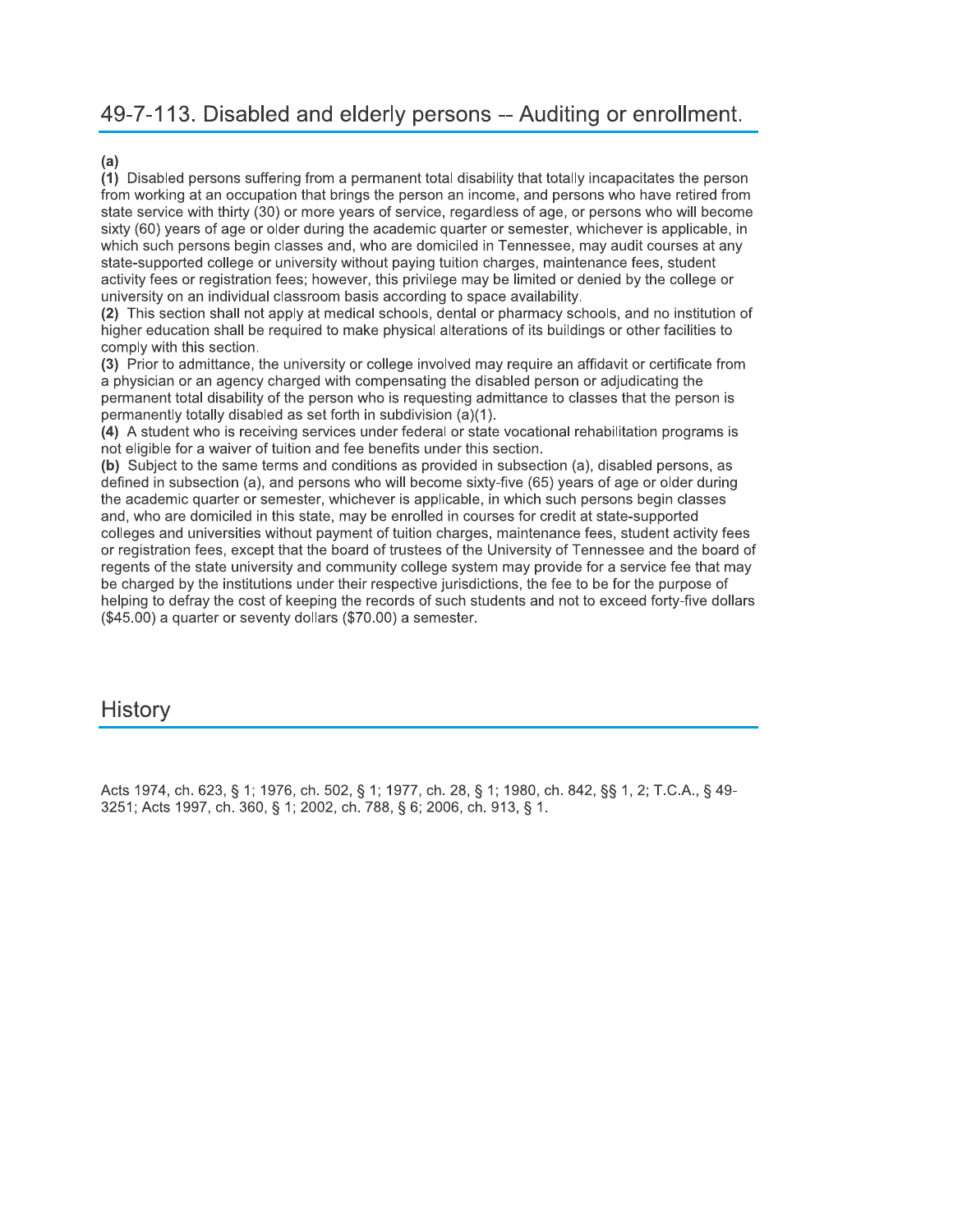# 49-7-113. Disabled and elderly persons -- Auditing or enrollment.

**(a)**

**(1)** Disabled persons suffering from a permanent total disability that totally incapacitates the person from working at an occupation that brings the person an income, and persons who have retired from state service with thirty (30) or more years of service, regardless of age, or persons who will become sixty (60) years of age or older during the academic quarter or semester, whichever is applicable, in which such persons begin classes and, who are domiciled in Tennessee, may audit courses at any state-supported college or university without paying tuition charges, maintenance fees, student activity fees or registration fees; however, this privilege may be limited or denied by the college or university on an individual classroom basis according to space availability.

**(2)** This section shall not apply at medical schools, dental or pharmacy schools, and no institution of higher education shall be required to make physical alterations of its buildings or other facilities to comply with this section.

**(3)** Prior to admittance, the university or college involved may require an affidavit or certificate from a physician or an agency charged with compensating the disabled person or adjudicating the permanent total disability of the person who is requesting admittance to classes that the person is permanently totally disabled as set forth in subdivision (a)(1).

**(4)** A student who is receiving services under federal or state vocational rehabilitation programs is not eligible for a waiver of tuition and fee benefits under this section.

**(b)** Subject to the same terms and conditions as provided in subsection (a), disabled persons, as defined in subsection (a), and persons who will become sixty-five (65) years of age or older during the academic quarter or semester, whichever is applicable, in which such persons begin classes and, who are domiciled in this state, may be enrolled in courses for credit at state-supported colleges and universities without payment of tuition charges, maintenance fees, student activity fees or registration fees, except that the board of trustees of the University of Tennessee and the board of regents of the state university and community college system may provide for a service fee that may be charged by the institutions under their respective jurisdictions, the fee to be for the purpose of helping to defray the cost of keeping the records of such students and not to exceed forty-five dollars ($45.00) a quarter or seventy dollars ($70.00) a semester.

## History

Acts 1974, ch. 623, § 1; 1976, ch. 502, § 1; 1977, ch. 28, § 1; 1980, ch. 842, §§ 1, 2; T.C.A., § 49-3251; Acts 1997, ch. 360, § 1; 2002, ch. 788, § 6; 2006, ch. 913, § 1.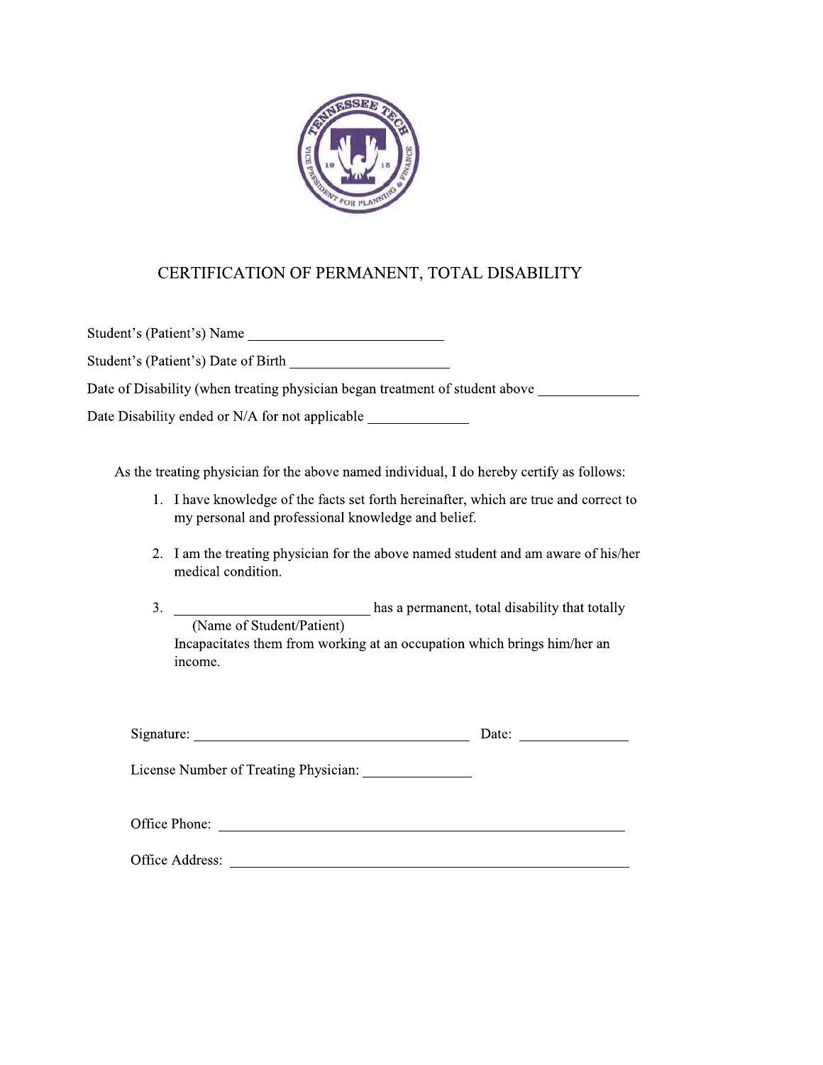# CERTIFICATION OF PERMANENT, TOTAL DISABILITY

Student's (Patient's) Name ___________________________

Student's (Patient's) Date of Birth _____________________

Date of Disability (when treating physician began treatment of student above _____________

Date Disability ended or N/A for not applicable _____________

As the treating physician for the above named individual, I do hereby certify as follows:

1. I have knowledge of the facts set forth hereinafter, which are true and correct to my personal and professional knowledge and belief.

2. I am the treating physician for the above named student and am aware of his/her medical condition.

3. ___________________________ has a permanent, total disability that totally
   (Name of Student/Patient)
   Incapacitates them from working at an occupation which brings him/her an income.

Signature: ________________________________________ Date: _______________

License Number of Treating Physician: _______________

Office Phone: ____________________________________________________________

Office Address: ___________________________________________________________